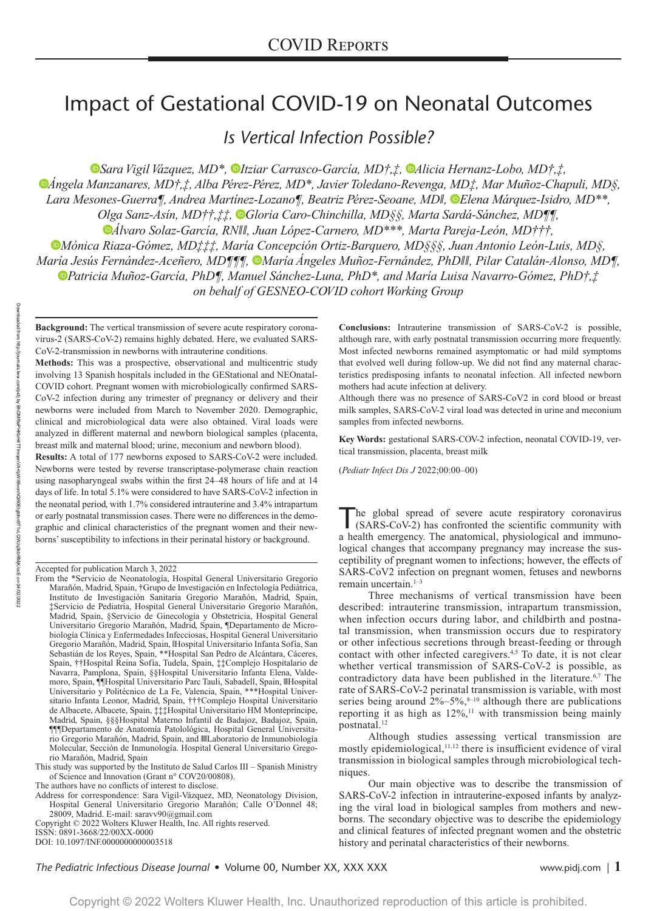# Impact of Gestational COVID-19 on Neonatal Outcomes

## *Is Vertical Infection Possible?*

*Sara Vigil Vázquez, MD\*, Itziar Carrasco-García, MD†,‡, Alicia Hernanz-Lobo, MD†,‡, Ángela Manzanares, MD†,‡, Alba Pérez-Pérez, MD\*, Javier Toledano-Revenga, MD‡, Mar Muñoz-Chapuli, MD§, Lara Mesones-Guerra¶, Andrea Martínez-Lozano¶, Beatriz Pérez-Seoane, MD‖, Elena Márquez-Isidro, MD\*\*, Olga Sanz-Asín, MD††,‡‡, Gloria Caro-Chinchilla, MD§§, Marta Sardá-Sánchez, MD¶¶, Álvaro Solaz-García, RN‖‖, Juan López-Carnero, MD\*\*\*, Marta Pareja-León, MD†††, Mónica Riaza-Gómez, MD‡‡‡, María Concepción Ortiz-Barquero, MD§§§, Juan Antonio León-Luis, MD§, María Jesús Fernández-Aceñero, MD¶¶¶, María Ángeles Muñoz-Fernández, PhD‖‖‖, Pilar Catalán-Alonso, MD¶, Patricia Muñoz-García, PhD¶, Manuel Sánchez-Luna, PhD\*, and María Luisa Navarro-Gómez, PhD†,‡ on behalf of GESNEO-COVID cohort Working Group*

**Background:** The vertical transmission of severe acute respiratory coronavirus-2 (SARS-CoV-2) remains highly debated. Here, we evaluated SARS-CoV-2-transmission in newborns with intrauterine conditions.

**Methods:** This was a prospective, observational and multicentric study involving 13 Spanish hospitals included in the GEStational and NEOnatal-COVID cohort. Pregnant women with microbiologically confirmed SARS-CoV-2 infection during any trimester of pregnancy or delivery and their newborns were included from March to November 2020. Demographic, clinical and microbiological data were also obtained. Viral loads were analyzed in different maternal and newborn biological samples (placenta, breast milk and maternal blood; urine, meconium and newborn blood).

**Results:** A total of 177 newborns exposed to SARS-CoV-2 were included. Newborns were tested by reverse transcriptase-polymerase chain reaction using nasopharyngeal swabs within the first 24–48 hours of life and at 14 days of life. In total 5.1% were considered to have SARS-CoV-2 infection in the neonatal period, with 1.7% considered intrauterine and 3.4% intrapartum or early postnatal transmission cases. There were no differences in the demographic and clinical characteristics of the pregnant women and their newborns' susceptibility to infections in their perinatal history or background.

**Conclusions:** Intrauterine transmission of SARS-CoV-2 is possible, although rare, with early postnatal transmission occurring more frequently. Most infected newborns remained asymptomatic or had mild symptoms that evolved well during follow-up. We did not find any maternal characteristics predisposing infants to neonatal infection. All infected newborn mothers had acute infection at delivery.

Although there was no presence of SARS-CoV2 in cord blood or breast milk samples, SARS-CoV-2 viral load was detected in urine and meconium samples from infected newborns.

**Key Words:** gestational SARS-COV-2 infection, neonatal COVID-19, vertical transmission, placenta, breast milk

(*Pediatr Infect Dis J* 2022;00:00–00)

Accepted for publication March 3, 2022

From the \*Servicio de Neonatología, Hospital General Universitario Gregorio Marañón, Madrid, Spain, †Grupo de Investigación en Infectología Pediátrica, Instituto de Investigación Sanitaria Gregorio Marañón, Madrid, Spain, ‡Servicio de Pediatría, Hospital General Universitario Gregorio Marañón, Madrid, Spain, §Servicio de Ginecología y Obstetricia, Hospital General Universitario Gregorio Marañón, Madrid, Spain, ¶Departamento de Microbiología Clínica y Enfermedades Infecciosas, Hospital General Universitario Gregorio Marañón, Madrid, Spain, ‖Hospital Universitario Infanta Sofía, San Sebastián de los Reyes, Spain, \*\*Hospital San Pedro de Alcántara, Cáceres, Spain, ††Hospital Reina Sofía, Tudela, Spain, ‡‡Complejo Hospitalario de Navarra, Pamplona, Spain, §§Hospital Universitario Infanta Elena, Valdemoro, Spain, ¶¶Hospital Universitario Parc Tauli, Sabadell, Spain, ‖‖Hospital Universitario y Politécnico de La Fe, Valencia, Spain, \*\*\*Hospital Universitario Infanta Leonor, Madrid, Spain, †††Complejo Hospital Universitario de Albacete, Albacete, Spain, ‡‡‡Hospital Universitario HM Montepríncipe, Madrid, Spain, §§§Hospital Materno Infantil de Badajoz, Badajoz, Spain, ¶¶¶Departamento de Anatomía Patolológica, Hospital General Universitario Gregorio Marañón, Madrid, Spain, and ‖‖‖Laboratorio de Inmunobiología Molecular, Sección de Inmunología. Hospital General Universitario Gregorio Marañón, Madrid, Spain

This study was supported by the Instituto de Salud Carlos III – Spanish Ministry of Science and Innovation (Grant n° COV20/00808).

The authors have no conflicts of interest to disclose.

Address for correspondence: Sara Vigil-Vázquez, MD, Neonatology Division, Hospital General Universitario Gregorio Marañón; Calle O'Donnel 48; 28009, Madrid. E-mail: saravv90@gmail.com

Copyright © 2022 Wolters Kluwer Health, Inc. All rights reserved.

ISSN: 0891-3668/22/00XX-0000

DOI: 10.1097/INF.0000000000003518

The global spread of severe acute respiratory coronavirus (SARS-CoV-2) has confronted the scientific community with a health emergency. The anatomical, physiological and immunological changes that accompany pregnancy may increase the susceptibility of pregnant women to infections; however, the effects of SARS-CoV2 infection on pregnant women, fetuses and newborns remain uncertain.[1–3]

Three mechanisms of vertical transmission have been described: intrauterine transmission, intrapartum transmission, when infection occurs during labor, and childbirth and postnatal transmission, when transmission occurs due to respiratory or other infectious secretions through breast-feeding or through contact with other infected caregivers.[4,5] To date, it is not clear whether vertical transmission of SARS-CoV-2 is possible, as contradictory data have been published in the literature.[6,7] The rate of SARS-CoV-2 perinatal transmission is variable, with most series being around 2%–5%,[8–10] although there are publications reporting it as high as 12%,[11] with transmission being mainly postnatal.[12]

Although studies assessing vertical transmission are mostly epidemiological,[11,12] there is insufficient evidence of viral transmission in biological samples through microbiological techniques.

Our main objective was to describe the transmission of SARS-CoV-2 infection in intrauterine-exposed infants by analyzing the viral load in biological samples from mothers and newborns. The secondary objective was to describe the epidemiology and clinical features of infected pregnant women and the obstetric history and perinatal characteristics of their newborns.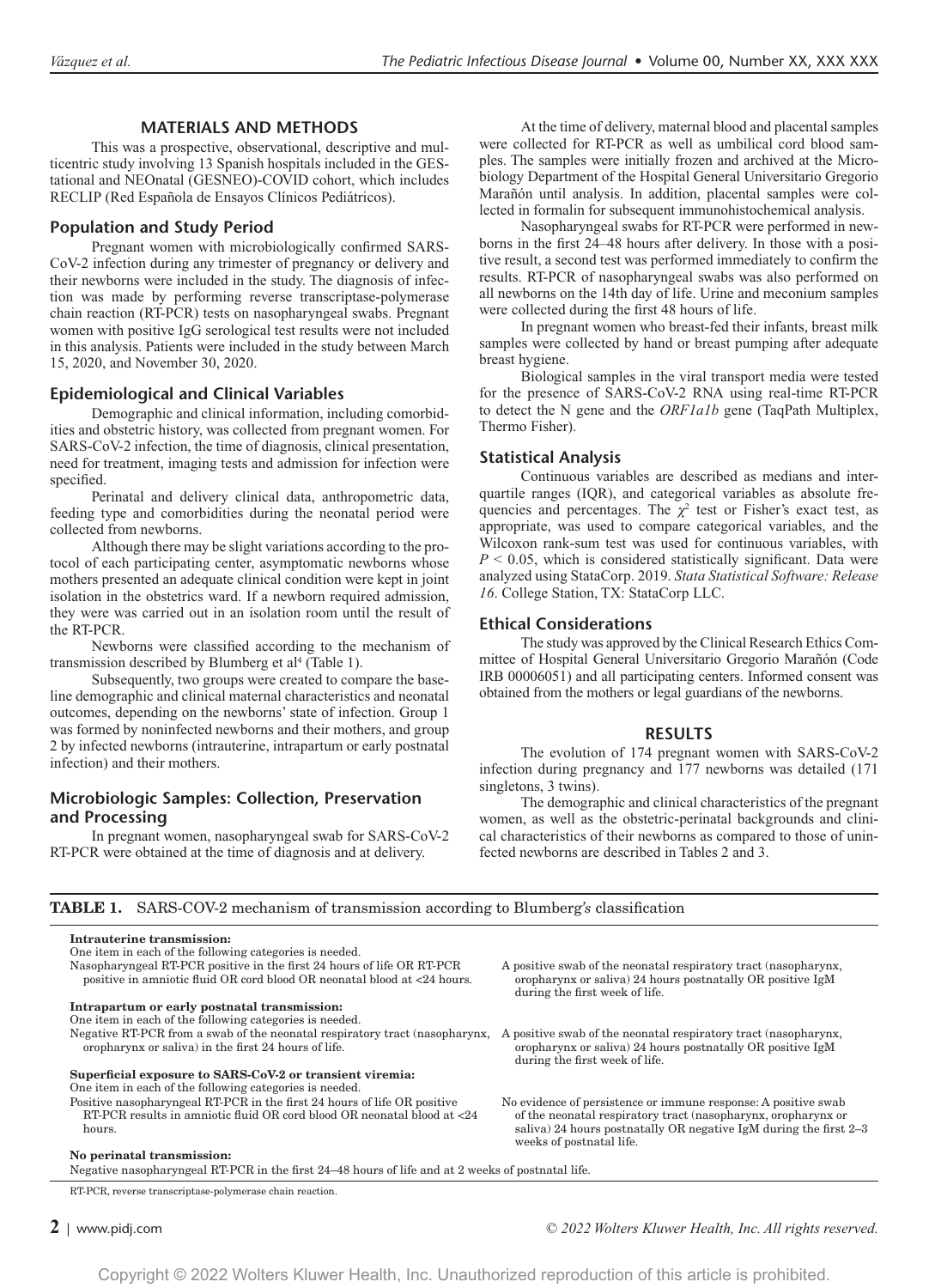## MATERIALS AND METHODS

This was a prospective, observational, descriptive and multicentric study involving 13 Spanish hospitals included in the GEStational and NEOnatal (GESNEO)-COVID cohort, which includes RECLIP (Red Española de Ensayos Clínicos Pediátricos).

### Population and Study Period

Pregnant women with microbiologically confirmed SARS-CoV-2 infection during any trimester of pregnancy or delivery and their newborns were included in the study. The diagnosis of infection was made by performing reverse transcriptase-polymerase chain reaction (RT-PCR) tests on nasopharyngeal swabs. Pregnant women with positive IgG serological test results were not included in this analysis. Patients were included in the study between March 15, 2020, and November 30, 2020.

### Epidemiological and Clinical Variables

Demographic and clinical information, including comorbidities and obstetric history, was collected from pregnant women. For SARS-CoV-2 infection, the time of diagnosis, clinical presentation, need for treatment, imaging tests and admission for infection were specified.

Perinatal and delivery clinical data, anthropometric data, feeding type and comorbidities during the neonatal period were collected from newborns.

Although there may be slight variations according to the protocol of each participating center, asymptomatic newborns whose mothers presented an adequate clinical condition were kept in joint isolation in the obstetrics ward. If a newborn required admission, they were was carried out in an isolation room until the result of the RT-PCR.

Newborns were classified according to the mechanism of transmission described by Blumberg et al[4] (Table 1).

Subsequently, two groups were created to compare the baseline demographic and clinical maternal characteristics and neonatal outcomes, depending on the newborns' state of infection. Group 1 was formed by noninfected newborns and their mothers, and group 2 by infected newborns (intrauterine, intrapartum or early postnatal infection) and their mothers.

### Microbiologic Samples: Collection, Preservation and Processing

In pregnant women, nasopharyngeal swab for SARS-CoV-2 RT-PCR were obtained at the time of diagnosis and at delivery.

At the time of delivery, maternal blood and placental samples were collected for RT-PCR as well as umbilical cord blood samples. The samples were initially frozen and archived at the Microbiology Department of the Hospital General Universitario Gregorio Marañón until analysis. In addition, placental samples were collected in formalin for subsequent immunohistochemical analysis.

Nasopharyngeal swabs for RT-PCR were performed in newborns in the first 24–48 hours after delivery. In those with a positive result, a second test was performed immediately to confirm the results. RT-PCR of nasopharyngeal swabs was also performed on all newborns on the 14th day of life. Urine and meconium samples were collected during the first 48 hours of life.

In pregnant women who breast-fed their infants, breast milk samples were collected by hand or breast pumping after adequate breast hygiene.

Biological samples in the viral transport media were tested for the presence of SARS-CoV-2 RNA using real-time RT-PCR to detect the N gene and the *ORF1a1b* gene (TaqPath Multiplex, Thermo Fisher).

### Statistical Analysis

Continuous variables are described as medians and interquartile ranges (IQR), and categorical variables as absolute frequencies and percentages. The $\chi^2$ test or Fisher's exact test, as appropriate, was used to compare categorical variables, and the Wilcoxon rank-sum test was used for continuous variables, with $P < 0.05$, which is considered statistically significant. Data were analyzed using StataCorp. 2019. *Stata Statistical Software: Release 16*. College Station, TX: StataCorp LLC.

### Ethical Considerations

The study was approved by the Clinical Research Ethics Committee of Hospital General Universitario Gregorio Marañón (Code IRB 00006051) and all participating centers. Informed consent was obtained from the mothers or legal guardians of the newborns.

## RESULTS

The evolution of 174 pregnant women with SARS-CoV-2 infection during pregnancy and 177 newborns was detailed (171 singletons, 3 twins).

The demographic and clinical characteristics of the pregnant women, as well as the obstetric-perinatal backgrounds and clinical characteristics of their newborns as compared to those of uninfected newborns are described in Tables 2 and 3.

**TABLE 1.** SARS-COV-2 mechanism of transmission according to Blumberg's classification

| | |
|---|---|
| **Intrauterine transmission:** One item in each of the following categories is needed. | |
| Nasopharyngeal RT-PCR positive in the first 24 hours of life OR RT-PCR positive in amniotic fluid OR cord blood OR neonatal blood at <24 hours. | A positive swab of the neonatal respiratory tract (nasopharynx, oropharynx or saliva) 24 hours postnatally OR positive IgM during the first week of life. |
| **Intrapartum or early postnatal transmission:** One item in each of the following categories is needed. | |
| Negative RT-PCR from a swab of the neonatal respiratory tract (nasopharynx, oropharynx or saliva) in the first 24 hours of life. | A positive swab of the neonatal respiratory tract (nasopharynx, oropharynx or saliva) 24 hours postnatally OR positive IgM during the first week of life. |
| **Superficial exposure to SARS-CoV-2 or transient viremia:** One item in each of the following categories is needed. | |
| Positive nasopharyngeal RT-PCR in the first 24 hours of life OR positive RT-PCR results in amniotic fluid OR cord blood OR neonatal blood at <24 hours. | No evidence of persistence or immune response: A positive swab of the neonatal respiratory tract (nasopharynx, oropharynx or saliva) 24 hours postnatally OR negative IgM during the first 2–3 weeks of postnatal life. |
| **No perinatal transmission:** Negative nasopharyngeal RT-PCR in the first 24–48 hours of life and at 2 weeks of postnatal life. | |

RT-PCR, reverse transcriptase-polymerase chain reaction.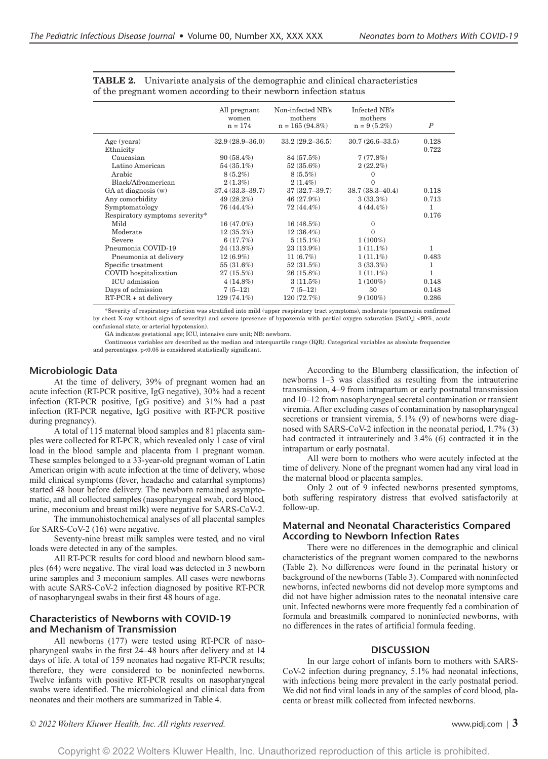**TABLE 2.** Univariate analysis of the demographic and clinical characteristics of the pregnant women according to their newborn infection status

| | All pregnant women n = 174 | Non-infected NB's mothers n = 165 (94.8%) | Infected NB's mothers n = 9 (5.2%) | *P* |
|---|---|---|---|---|
| Age (years) | 32.9 (28.9–36.0) | 33.2 (29.2–36.5) | 30.7 (26.6–33.5) | 0.128 |
| Ethnicity | | | | 0.722 |
| Caucasian | 90 (58.4%) | 84 (57.5%) | 7 (77.8%) | |
| Latino American | 54 (35.1%) | 52 (35.6%) | 2 (22.2%) | |
| Arabic | 8 (5.2%) | 8 (5.5%) | 0 | |
| Black/Afroamerican | 2 (1.3%) | 2 (1.4%) | 0 | |
| GA at diagnosis (w) | 37.4 (33.3–39.7) | 37 (32.7–39.7) | 38.7 (38.3–40.4) | 0.118 |
| Any comorbidity | 49 (28.2%) | 46 (27.9%) | 3 (33.3%) | 0.713 |
| Symptomatology | 76 (44.4%) | 72 (44.4%) | 4 (44.4%) | 1 |
| Respiratory symptoms severity* | | | | 0.176 |
| Mild | 16 (47.0%) | 16 (48.5%) | 0 | |
| Moderate | 12 (35.3%) | 12 (36.4%) | 0 | |
| Severe | 6 (17.7%) | 5 (15.1%) | 1 (100%) | |
| Pneumonia COVID-19 | 24 (13.8%) | 23 (13.9%) | 1 (11.1%) | 1 |
| Pneumonia at delivery | 12 (6.9%) | 11 (6.7%) | 1 (11.1%) | 0.483 |
| Specific treatment | 55 (31.6%) | 52 (31.5%) | 3 (33.3%) | 1 |
| COVID hospitalization | 27 (15.5%) | 26 (15.8%) | 1 (11.1%) | 1 |
| ICU admission | 4 (14.8%) | 3 (11.5%) | 1 (100%) | 0.148 |
| Days of admission | 7 (5–12) | 7 (5–12) | 30 | 0.148 |
| RT-PCR + at delivery | 129 (74.1%) | 120 (72.7%) | 9 (100%) | 0.286 |

*Severity of respiratory infection was stratified into mild (upper respiratory tract symptoms), moderate (pneumonia confirmed by chest X-ray without signs of severity) and severe (presence of hypoxemia with partial oxygen saturation [$SatO_2$] <90%, acute confusional state, or arterial hypotension).

GA indicates gestational age; ICU, intensive care unit; NB: newborn.

Continuous variables are described as the median and interquartile range (IQR). Categorical variables as absolute frequencies and percentages. $p<0.05$ is considered statistically significant.

## Microbiologic Data

At the time of delivery, 39% of pregnant women had an acute infection (RT-PCR positive, IgG negative), 30% had a recent infection (RT-PCR positive, IgG positive) and 31% had a past infection (RT-PCR negative, IgG positive with RT-PCR positive during pregnancy).

A total of 115 maternal blood samples and 81 placenta samples were collected for RT-PCR, which revealed only 1 case of viral load in the blood sample and placenta from 1 pregnant woman. These samples belonged to a 33-year-old pregnant woman of Latin American origin with acute infection at the time of delivery, whose mild clinical symptoms (fever, headache and catarrhal symptoms) started 48 hour before delivery. The newborn remained asymptomatic, and all collected samples (nasopharyngeal swab, cord blood, urine, meconium and breast milk) were negative for SARS-CoV-2.

The immunohistochemical analyses of all placental samples for SARS-CoV-2 (16) were negative.

Seventy-nine breast milk samples were tested, and no viral loads were detected in any of the samples.

All RT-PCR results for cord blood and newborn blood samples (64) were negative. The viral load was detected in 3 newborn urine samples and 3 meconium samples. All cases were newborns with acute SARS-CoV-2 infection diagnosed by positive RT-PCR of nasopharyngeal swabs in their first 48 hours of age.

## Characteristics of Newborns with COVID-19 and Mechanism of Transmission

All newborns (177) were tested using RT-PCR of nasopharyngeal swabs in the first 24–48 hours after delivery and at 14 days of life. A total of 159 neonates had negative RT-PCR results; therefore, they were considered to be noninfected newborns. Twelve infants with positive RT-PCR results on nasopharyngeal swabs were identified. The microbiological and clinical data from neonates and their mothers are summarized in Table 4.

According to the Blumberg classification, the infection of newborns 1–3 was classified as resulting from the intrauterine transmission, 4–9 from intrapartum or early postnatal transmission and 10–12 from nasopharyngeal secretal contamination or transient viremia. After excluding cases of contamination by nasopharyngeal secretions or transient viremia, 5.1% (9) of newborns were diagnosed with SARS-CoV-2 infection in the neonatal period, 1.7% (3) had contracted it intrauterinely and 3.4% (6) contracted it in the intrapartum or early postnatal.

All were born to mothers who were acutely infected at the time of delivery. None of the pregnant women had any viral load in the maternal blood or placenta samples.

Only 2 out of 9 infected newborns presented symptoms, both suffering respiratory distress that evolved satisfactorily at follow-up.

## Maternal and Neonatal Characteristics Compared According to Newborn Infection Rates

There were no differences in the demographic and clinical characteristics of the pregnant women compared to the newborns (Table 2). No differences were found in the perinatal history or background of the newborns (Table 3). Compared with noninfected newborns, infected newborns did not develop more symptoms and did not have higher admission rates to the neonatal intensive care unit. Infected newborns were more frequently fed a combination of formula and breastmilk compared to noninfected newborns, with no differences in the rates of artificial formula feeding.

## DISCUSSION

In our large cohort of infants born to mothers with SARS-CoV-2 infection during pregnancy, 5.1% had neonatal infections, with infections being more prevalent in the early postnatal period. We did not find viral loads in any of the samples of cord blood, placenta or breast milk collected from infected newborns.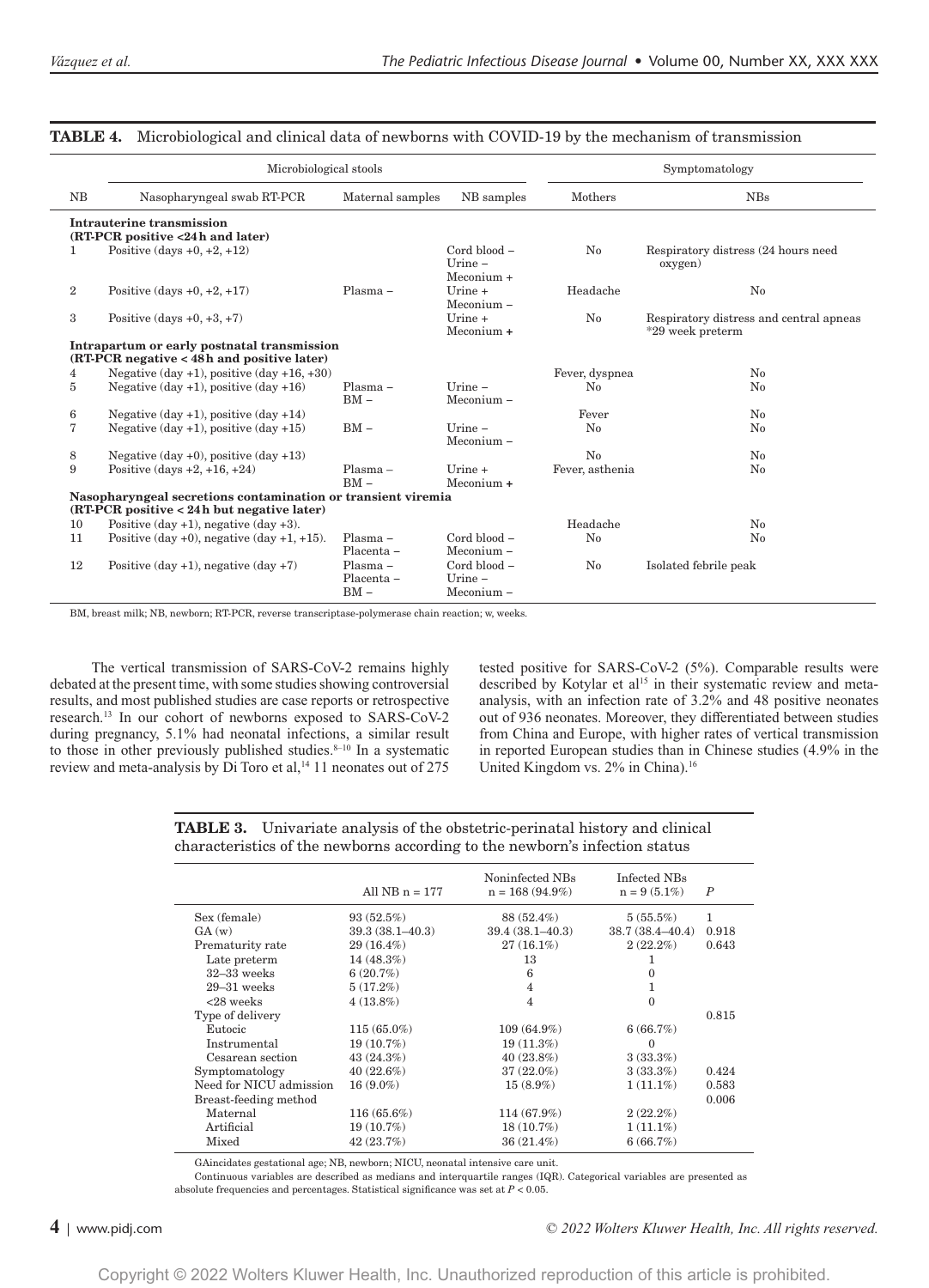**TABLE 4.** Microbiological and clinical data of newborns with COVID-19 by the mechanism of transmission

| | Microbiological stools | | | Symptomatology | |
|---|---|---|---|---|---|
| NB | Nasopharyngeal swab RT-PCR | Maternal samples | NB samples | Mothers | NBs |
| **Intrauterine transmission (RT-PCR positive <24h and later)** | | | | | |
| 1 | Positive (days +0, +2, +12) | | Cord blood − Urine − Meconium + | No | Respiratory distress (24 hours need oxygen) |
| 2 | Positive (days +0, +2, +17) | Plasma − | Urine + Meconium − | Headache | No |
| 3 | Positive (days +0, +3, +7) | | Urine + Meconium **+** | No | Respiratory distress and central apneas *29 week preterm |
| **Intrapartum or early postnatal transmission (RT-PCR negative < 48h and positive later)** | | | | | |
| 4 | Negative (day +1), positive (day +16, +30) | | | Fever, dyspnea | No |
| 5 | Negative (day +1), positive (day +16) | Plasma − BM − | Urine − Meconium − | No | No |
| 6 | Negative (day +1), positive (day +14) | | | Fever | No |
| 7 | Negative (day +1), positive (day +15) | BM − | Urine − Meconium − | No | No |
| 8 | Negative (day +0), positive (day +13) | | | No | No |
| 9 | Positive (days +2, +16, +24) | Plasma − BM − | Urine + Meconium **+** | Fever, asthenia | No |
| **Nasopharyngeal secretions contamination or transient viremia (RT-PCR positive < 24h but negative later)** | | | | | |
| 10 | Positive (day +1), negative (day +3). | | | Headache | No |
| 11 | Positive (day +0), negative (day +1, +15). | Plasma − Placenta − | Cord blood − Meconium − | No | No |
| 12 | Positive (day +1), negative (day +7) | Plasma − Placenta − BM − | Cord blood − Urine − Meconium − | No | Isolated febrile peak |

BM, breast milk; NB, newborn; RT-PCR, reverse transcriptase-polymerase chain reaction; w, weeks.

The vertical transmission of SARS-CoV-2 remains highly debated at the present time, with some studies showing controversial results, and most published studies are case reports or retrospective research.[13] In our cohort of newborns exposed to SARS-CoV-2 during pregnancy, 5.1% had neonatal infections, a similar result to those in other previously published studies.[8–10] In a systematic review and meta-analysis by Di Toro et al,[14] 11 neonates out of 275 tested positive for SARS-CoV-2 (5%). Comparable results were described by Kotylar et al[15] in their systematic review and meta-analysis, with an infection rate of 3.2% and 48 positive neonates out of 936 neonates. Moreover, they differentiated between studies from China and Europe, with higher rates of vertical transmission in reported European studies than in Chinese studies (4.9% in the United Kingdom vs. 2% in China).[16]

**TABLE 3.** Univariate analysis of the obstetric-perinatal history and clinical characteristics of the newborns according to the newborn's infection status

| | All NB n = 177 | Noninfected NBs n = 168 (94.9%) | Infected NBs n = 9 (5.1%) | *P* |
|---|---|---|---|---|
| Sex (female) | 93 (52.5%) | 88 (52.4%) | 5 (55.5%) | 1 |
| GA (w) | 39.3 (38.1–40.3) | 39.4 (38.1–40.3) | 38.7 (38.4–40.4) | 0.918 |
| Prematurity rate | 29 (16.4%) | 27 (16.1%) | 2 (22.2%) | 0.643 |
| Late preterm | 14 (48.3%) | 13 | 1 | |
| 32–33 weeks | 6 (20.7%) | 6 | 0 | |
| 29–31 weeks | 5 (17.2%) | 4 | 1 | |
| <28 weeks | 4 (13.8%) | 4 | 0 | |
| Type of delivery | | | | 0.815 |
| Eutocic | 115 (65.0%) | 109 (64.9%) | 6 (66.7%) | |
| Instrumental | 19 (10.7%) | 19 (11.3%) | 0 | |
| Cesarean section | 43 (24.3%) | 40 (23.8%) | 3 (33.3%) | |
| Symptomatology | 40 (22.6%) | 37 (22.0%) | 3 (33.3%) | 0.424 |
| Need for NICU admission | 16 (9.0%) | 15 (8.9%) | 1 (11.1%) | 0.583 |
| Breast-feeding method | | | | 0.006 |
| Maternal | 116 (65.6%) | 114 (67.9%) | 2 (22.2%) | |
| Artificial | 19 (10.7%) | 18 (10.7%) | 1 (11.1%) | |
| Mixed | 42 (23.7%) | 36 (21.4%) | 6 (66.7%) | |

GAincidates gestational age; NB, newborn; NICU, neonatal intensive care unit.

Continuous variables are described as medians and interquartile ranges (IQR). Categorical variables are presented as absolute frequencies and percentages. Statistical significance was set at $P < 0.05$.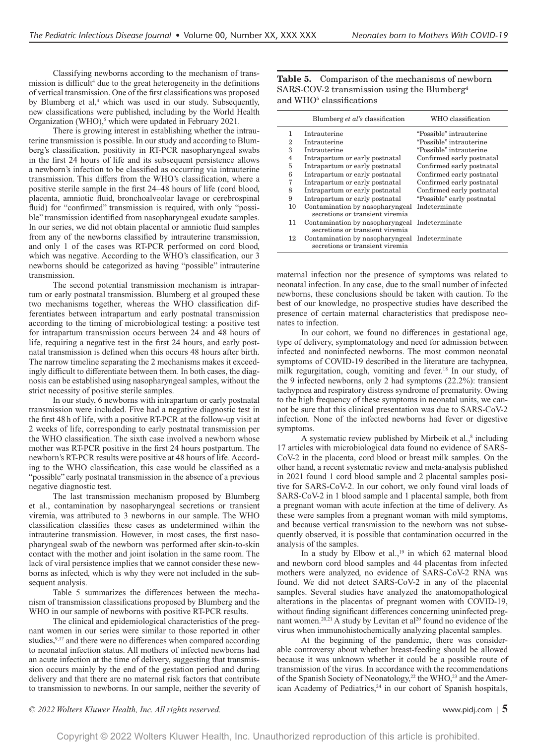Classifying newborns according to the mechanism of transmission is difficult[4] due to the great heterogeneity in the definitions of vertical transmission. One of the first classifications was proposed by Blumberg et al,[4] which was used in our study. Subsequently, new classifications were published, including by the World Health Organization (WHO),[5] which were updated in February 2021.

There is growing interest in establishing whether the intrauterine transmission is possible. In our study and according to Blumberg's classification, positivity in RT-PCR nasopharyngeal swabs in the first 24 hours of life and its subsequent persistence allows a newborn's infection to be classified as occurring via intrauterine transmission. This differs from the WHO's classification, where a positive sterile sample in the first 24–48 hours of life (cord blood, placenta, amniotic fluid, bronchoalveolar lavage or cerebrospinal fluid) for "confirmed" transmission is required, with only "possible" transmission identified from nasopharyngeal exudate samples. In our series, we did not obtain placental or amniotic fluid samples from any of the newborns classified by intrauterine transmission, and only 1 of the cases was RT-PCR performed on cord blood, which was negative. According to the WHO's classification, our 3 newborns should be categorized as having "possible" intrauterine transmission.

The second potential transmission mechanism is intrapartum or early postnatal transmission. Blumberg et al grouped these two mechanisms together, whereas the WHO classification differentiates between intrapartum and early postnatal transmission according to the timing of microbiological testing: a positive test for intrapartum transmission occurs between 24 and 48 hours of life, requiring a negative test in the first 24 hours, and early postnatal transmission is defined when this occurs 48 hours after birth. The narrow timeline separating the 2 mechanisms makes it exceedingly difficult to differentiate between them. In both cases, the diagnosis can be established using nasopharyngeal samples, without the strict necessity of positive sterile samples.

In our study, 6 newborns with intrapartum or early postnatal transmission were included. Five had a negative diagnostic test in the first 48 h of life, with a positive RT-PCR at the follow-up visit at 2 weeks of life, corresponding to early postnatal transmission per the WHO classification. The sixth case involved a newborn whose mother was RT-PCR positive in the first 24 hours postpartum. The newborn's RT-PCR results were positive at 48 hours of life. According to the WHO classification, this case would be classified as a "possible" early postnatal transmission in the absence of a previous negative diagnostic test.

The last transmission mechanism proposed by Blumberg et al., contamination by nasopharyngeal secretions or transient viremia, was attributed to 3 newborns in our sample. The WHO classification classifies these cases as undetermined within the intrauterine transmission. However, in most cases, the first nasopharyngeal swab of the newborn was performed after skin-to-skin contact with the mother and joint isolation in the same room. The lack of viral persistence implies that we cannot consider these newborns as infected, which is why they were not included in the subsequent analysis.

Table 5 summarizes the differences between the mechanism of transmission classifications proposed by Blumberg and the WHO in our sample of newborns with positive RT-PCR results.

**Table 5.** Comparison of the mechanisms of newborn SARS-COV-2 transmission using the Blumberg[4] and WHO[5] classifications

| | Blumberg *et al's* classification | WHO classification |
|---|---|---|
| 1 | Intrauterine | "Possible" intrauterine |
| 2 | Intrauterine | "Possible" intrauterine |
| 3 | Intrauterine | "Possible" intrauterine |
| 4 | Intrapartum or early postnatal | Confirmed early postnatal |
| 5 | Intrapartum or early postnatal | Confirmed early postnatal |
| 6 | Intrapartum or early postnatal | Confirmed early postnatal |
| 7 | Intrapartum or early postnatal | Confirmed early postnatal |
| 8 | Intrapartum or early postnatal | Confirmed early postnatal |
| 9 | Intrapartum or early postnatal | "Possible" early postnatal |
| 10 | Contamination by nasopharyngeal secretions or transient viremia | Indeterminate |
| 11 | Contamination by nasopharyngeal secretions or transient viremia | Indeterminate |
| 12 | Contamination by nasopharyngeal secretions or transient viremia | Indeterminate |

The clinical and epidemiological characteristics of the pregnant women in our series were similar to those reported in other studies,[9,17] and there were no differences when compared according to neonatal infection status. All mothers of infected newborns had an acute infection at the time of delivery, suggesting that transmission occurs mainly by the end of the gestation period and during delivery and that there are no maternal risk factors that contribute to transmission to newborns. In our sample, neither the severity of maternal infection nor the presence of symptoms was related to neonatal infection. In any case, due to the small number of infected newborns, these conclusions should be taken with caution. To the best of our knowledge, no prospective studies have described the presence of certain maternal characteristics that predispose neonates to infection.

In our cohort, we found no differences in gestational age, type of delivery, symptomatology and need for admission between infected and noninfected newborns. The most common neonatal symptoms of COVID-19 described in the literature are tachypnea, milk regurgitation, cough, vomiting and fever.[18] In our study, of the 9 infected newborns, only 2 had symptoms (22.2%): transient tachypnea and respiratory distress syndrome of prematurity. Owing to the high frequency of these symptoms in neonatal units, we cannot be sure that this clinical presentation was due to SARS-CoV-2 infection. None of the infected newborns had fever or digestive symptoms.

A systematic review published by Mirbeik et al.,[8] including 17 articles with microbiological data found no evidence of SARS-CoV-2 in the placenta, cord blood or breast milk samples. On the other hand, a recent systematic review and meta-analysis published in 2021 found 1 cord blood sample and 2 placental samples positive for SARS-CoV-2. In our cohort, we only found viral loads of SARS-CoV-2 in 1 blood sample and 1 placental sample, both from a pregnant woman with acute infection at the time of delivery. As these were samples from a pregnant woman with mild symptoms, and because vertical transmission to the newborn was not subsequently observed, it is possible that contamination occurred in the analysis of the samples.

In a study by Elbow et al.,[19] in which 62 maternal blood and newborn cord blood samples and 44 placentas from infected mothers were analyzed, no evidence of SARS-CoV-2 RNA was found. We did not detect SARS-CoV-2 in any of the placental samples. Several studies have analyzed the anatomopathological alterations in the placentas of pregnant women with COVID-19, without finding significant differences concerning uninfected pregnant women.[20,21] A study by Levitan et al[20] found no evidence of the virus when immunohistochemically analyzing placental samples.

At the beginning of the pandemic, there was considerable controversy about whether breast-feeding should be allowed because it was unknown whether it could be a possible route of transmission of the virus. In accordance with the recommendations of the Spanish Society of Neonatology,[22] the WHO,[23] and the American Academy of Pediatrics,[24] in our cohort of Spanish hospitals,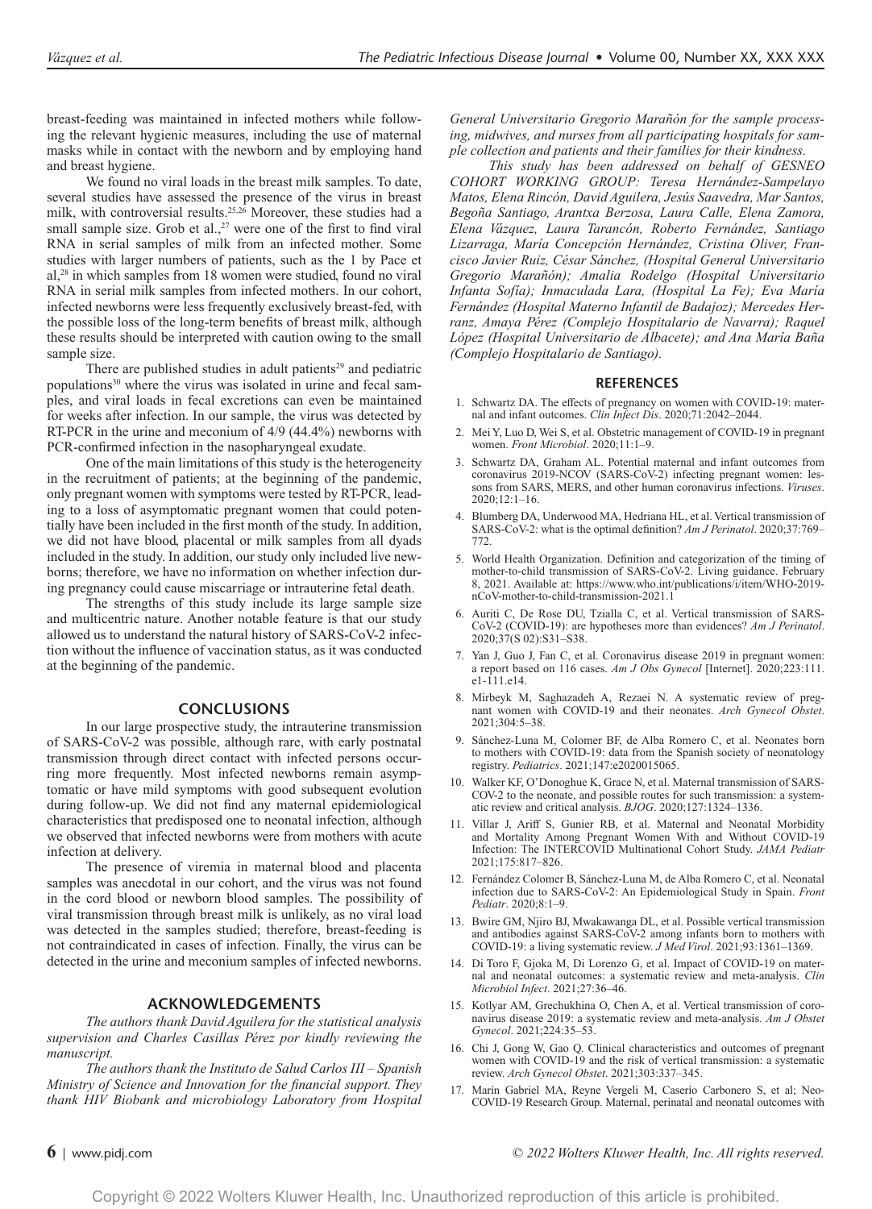breast-feeding was maintained in infected mothers while following the relevant hygienic measures, including the use of maternal masks while in contact with the newborn and by employing hand and breast hygiene.

We found no viral loads in the breast milk samples. To date, several studies have assessed the presence of the virus in breast milk, with controversial results.[25,26] Moreover, these studies had a small sample size. Grob et al.,[27] were one of the first to find viral RNA in serial samples of milk from an infected mother. Some studies with larger numbers of patients, such as the 1 by Pace et al,[28] in which samples from 18 women were studied, found no viral RNA in serial milk samples from infected mothers. In our cohort, infected newborns were less frequently exclusively breast-fed, with the possible loss of the long-term benefits of breast milk, although these results should be interpreted with caution owing to the small sample size.

There are published studies in adult patients[29] and pediatric populations[30] where the virus was isolated in urine and fecal samples, and viral loads in fecal excretions can even be maintained for weeks after infection. In our sample, the virus was detected by RT-PCR in the urine and meconium of 4/9 (44.4%) newborns with PCR-confirmed infection in the nasopharyngeal exudate.

One of the main limitations of this study is the heterogeneity in the recruitment of patients; at the beginning of the pandemic, only pregnant women with symptoms were tested by RT-PCR, leading to a loss of asymptomatic pregnant women that could potentially have been included in the first month of the study. In addition, we did not have blood, placental or milk samples from all dyads included in the study. In addition, our study only included live newborns; therefore, we have no information on whether infection during pregnancy could cause miscarriage or intrauterine fetal death.

The strengths of this study include its large sample size and multicentric nature. Another notable feature is that our study allowed us to understand the natural history of SARS-CoV-2 infection without the influence of vaccination status, as it was conducted at the beginning of the pandemic.

## CONCLUSIONS

In our large prospective study, the intrauterine transmission of SARS-CoV-2 was possible, although rare, with early postnatal transmission through direct contact with infected persons occurring more frequently. Most infected newborns remain asymptomatic or have mild symptoms with good subsequent evolution during follow-up. We did not find any maternal epidemiological characteristics that predisposed one to neonatal infection, although we observed that infected newborns were from mothers with acute infection at delivery.

The presence of viremia in maternal blood and placenta samples was anecdotal in our cohort, and the virus was not found in the cord blood or newborn blood samples. The possibility of viral transmission through breast milk is unlikely, as no viral load was detected in the samples studied; therefore, breast-feeding is not contraindicated in cases of infection. Finally, the virus can be detected in the urine and meconium samples of infected newborns.

## ACKNOWLEDGEMENTS

*The authors thank David Aguilera for the statistical analysis supervision and Charles Casillas Pérez por kindly reviewing the manuscript.*

*The authors thank the Instituto de Salud Carlos III – Spanish Ministry of Science and Innovation for the financial support. They thank HIV Biobank and microbiology laboratory from Hospital General Universitario Gregorio Marañón for the sample processing, midwives, and nurses from all participating hospitals for sample collection and patients and their families for their kindness.*

*This study has been addressed on behalf of GESNEO COHORT WORKING GROUP: Teresa Hernández-Sampelayo Matos, Elena Rincón, David Aguilera, Jesús Saavedra, Mar Santos, Begoña Santiago, Arantxa Berzosa, Laura Calle, Elena Zamora, Elena Vázquez, Laura Tarancón, Roberto Fernández, Santiago Lizarraga, María Concepción Hernández, Cristina Oliver, Francisco Javier Ruiz, César Sánchez, (Hospital General Universitario Gregorio Marañón); Amalia Rodelgo (Hospital Universitario Infanta Sofía); Inmaculada Lara, (Hospital La Fe); Eva María Fernández (Hospital Materno Infantil de Badajoz); Mercedes Herranz, Amaya Pérez (Complejo Hospitalario de Navarra); Raquel López (Hospital Universitario de Albacete); and Ana María Baña (Complejo Hospitalario de Santiago).*

## REFERENCES

1. Schwartz DA. The effects of pregnancy on women with COVID-19: maternal and infant outcomes. *Clin Infect Dis*. 2020;71:2042–2044.
2. Mei Y, Luo D, Wei S, et al. Obstetric management of COVID-19 in pregnant women. *Front Microbiol*. 2020;11:1–9.
3. Schwartz DA, Graham AL. Potential maternal and infant outcomes from coronavirus 2019-NCOV (SARS-CoV-2) infecting pregnant women: lessons from SARS, MERS, and other human coronavirus infections. *Viruses*. 2020;12:1–16.
4. Blumberg DA, Underwood MA, Hedriana HL, et al. Vertical transmission of SARS-CoV-2: what is the optimal definition? *Am J Perinatol*. 2020;37:769–772.
5. World Health Organization. Definition and categorization of the timing of mother-to-child transmission of SARS-CoV-2. Living guidance. February 8, 2021. Available at: https://www.who.int/publications/i/item/WHO-2019-nCoV-mother-to-child-transmission-2021.1
6. Auriti C, De Rose DU, Tzialla C, et al. Vertical transmission of SARS-CoV-2 (COVID-19): are hypotheses more than evidences? *Am J Perinatol*. 2020;37(S 02):S31–S38.
7. Yan J, Guo J, Fan C, et al. Coronavirus disease 2019 in pregnant women: a report based on 116 cases. *Am J Obs Gynecol* [Internet]. 2020;223:111.e1-111.e14.
8. Mirbeyk M, Saghazadeh A, Rezaei N. A systematic review of pregnant women with COVID-19 and their neonates. *Arch Gynecol Obstet*. 2021;304:5–38.
9. Sánchez-Luna M, Colomer BF, de Alba Romero C, et al. Neonates born to mothers with COVID-19: data from the Spanish society of neonatology registry. *Pediatrics*. 2021;147:e2020015065.
10. Walker KF, O'Donoghue K, Grace N, et al. Maternal transmission of SARS-COV-2 to the neonate, and possible routes for such transmission: a systematic review and critical analysis. *BJOG*. 2020;127:1324–1336.
11. Villar J, Ariff S, Gunier RB, et al. Maternal and Neonatal Morbidity and Mortality Among Pregnant Women With and Without COVID-19 Infection: The INTERCOVID Multinational Cohort Study. *JAMA Pediatr* 2021;175:817–826.
12. Fernández Colomer B, Sánchez-Luna M, de Alba Romero C, et al. Neonatal infection due to SARS-CoV-2: An Epidemiological Study in Spain. *Front Pediatr*. 2020;8:1–9.
13. Bwire GM, Njiro BJ, Mwakawanga DL, et al. Possible vertical transmission and antibodies against SARS-CoV-2 among infants born to mothers with COVID-19: a living systematic review. *J Med Virol*. 2021;93:1361–1369.
14. Di Toro F, Gjoka M, Di Lorenzo G, et al. Impact of COVID-19 on maternal and neonatal outcomes: a systematic review and meta-analysis. *Clin Microbiol Infect*. 2021;27:36–46.
15. Kotlyar AM, Grechukhina O, Chen A, et al. Vertical transmission of coronavirus disease 2019: a systematic review and meta-analysis. *Am J Obstet Gynecol*. 2021;224:35–53.
16. Chi J, Gong W, Gao Q. Clinical characteristics and outcomes of pregnant women with COVID-19 and the risk of vertical transmission: a systematic review. *Arch Gynecol Obstet*. 2021;303:337–345.
17. Marín Gabriel MA, Reyne Vergeli M, Caserío Carbonero S, et al; Neo-COVID-19 Research Group. Maternal, perinatal and neonatal outcomes with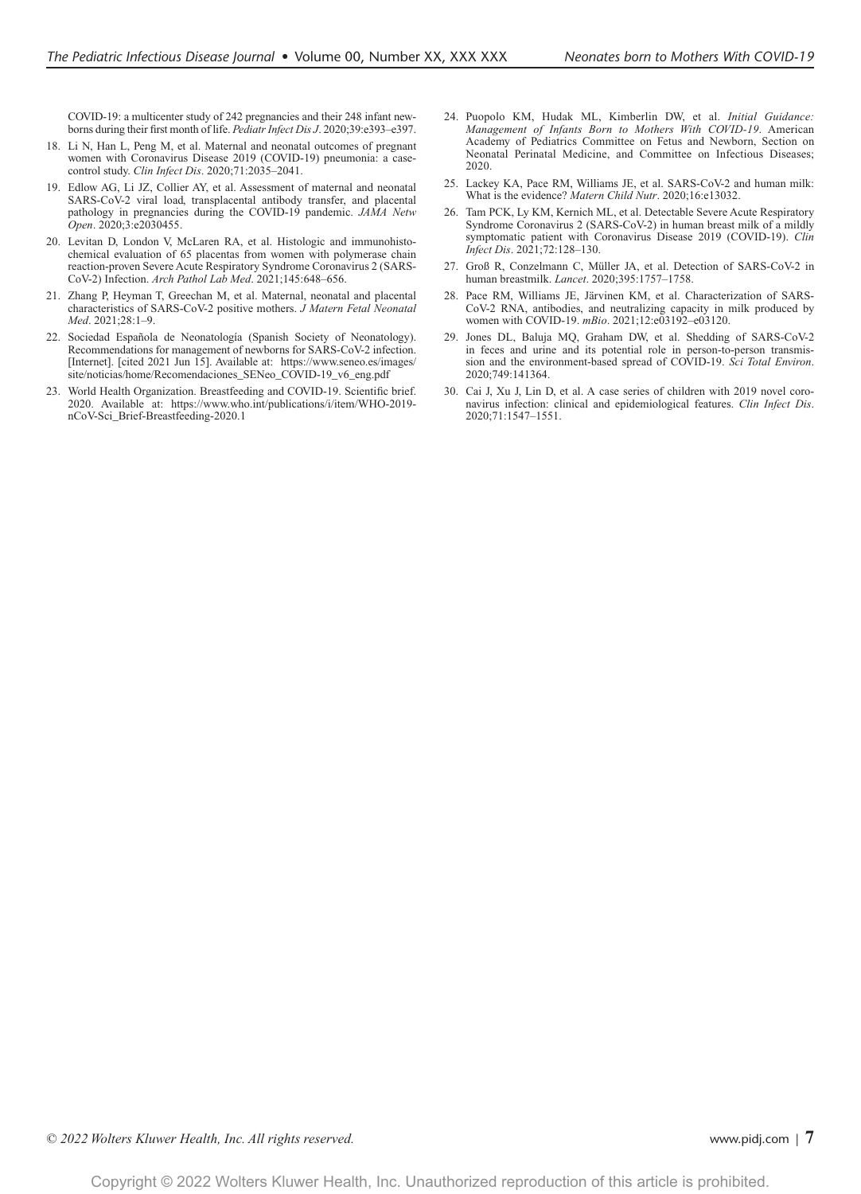COVID-19: a multicenter study of 242 pregnancies and their 248 infant newborns during their first month of life. *Pediatr Infect Dis J*. 2020;39:e393–e397.

18. Li N, Han L, Peng M, et al. Maternal and neonatal outcomes of pregnant women with Coronavirus Disease 2019 (COVID-19) pneumonia: a case-control study. *Clin Infect Dis*. 2020;71:2035–2041.
19. Edlow AG, Li JZ, Collier AY, et al. Assessment of maternal and neonatal SARS-CoV-2 viral load, transplacental antibody transfer, and placental pathology in pregnancies during the COVID-19 pandemic. *JAMA Netw Open*. 2020;3:e2030455.
20. Levitan D, London V, McLaren RA, et al. Histologic and immunohistochemical evaluation of 65 placentas from women with polymerase chain reaction-proven Severe Acute Respiratory Syndrome Coronavirus 2 (SARS-CoV-2) Infection. *Arch Pathol Lab Med*. 2021;145:648–656.
21. Zhang P, Heyman T, Greechan M, et al. Maternal, neonatal and placental characteristics of SARS-CoV-2 positive mothers. *J Matern Fetal Neonatal Med*. 2021;28:1–9.
22. Sociedad Española de Neonatología (Spanish Society of Neonatology). Recommendations for management of newborns for SARS-CoV-2 infection. [Internet]. [cited 2021 Jun 15]. Available at: https://www.seneo.es/images/site/noticias/home/Recomendaciones_SENeo_COVID-19_v6_eng.pdf
23. World Health Organization. Breastfeeding and COVID-19. Scientific brief. 2020. Available at: https://www.who.int/publications/i/item/WHO-2019-nCoV-Sci_Brief-Breastfeeding-2020.1
24. Puopolo KM, Hudak ML, Kimberlin DW, et al. *Initial Guidance: Management of Infants Born to Mothers With COVID-19*. American Academy of Pediatrics Committee on Fetus and Newborn, Section on Neonatal Perinatal Medicine, and Committee on Infectious Diseases; 2020.
25. Lackey KA, Pace RM, Williams JE, et al. SARS-CoV-2 and human milk: What is the evidence? *Matern Child Nutr*. 2020;16:e13032.
26. Tam PCK, Ly KM, Kernich ML, et al. Detectable Severe Acute Respiratory Syndrome Coronavirus 2 (SARS-CoV-2) in human breast milk of a mildly symptomatic patient with Coronavirus Disease 2019 (COVID-19). *Clin Infect Dis*. 2021;72:128–130.
27. Groß R, Conzelmann C, Müller JA, et al. Detection of SARS-CoV-2 in human breastmilk. *Lancet*. 2020;395:1757–1758.
28. Pace RM, Williams JE, Järvinen KM, et al. Characterization of SARS-CoV-2 RNA, antibodies, and neutralizing capacity in milk produced by women with COVID-19. *mBio*. 2021;12:e03192–e03120.
29. Jones DL, Baluja MQ, Graham DW, et al. Shedding of SARS-CoV-2 in feces and urine and its potential role in person-to-person transmission and the environment-based spread of COVID-19. *Sci Total Environ*. 2020;749:141364.
30. Cai J, Xu J, Lin D, et al. A case series of children with 2019 novel coronavirus infection: clinical and epidemiological features. *Clin Infect Dis*. 2020;71:1547–1551.